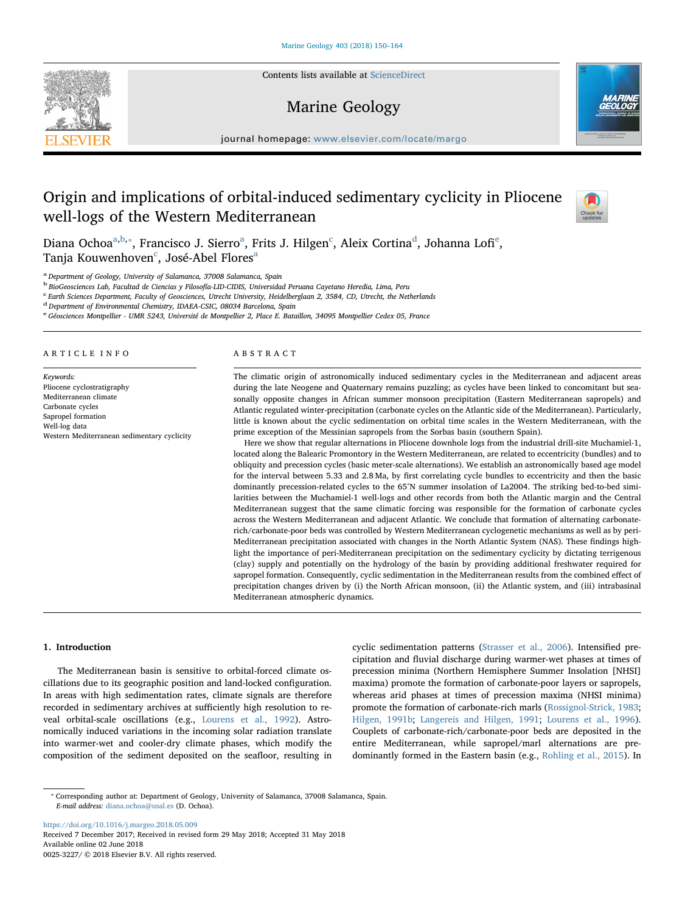# Origin and implications of orbital-induced sedimentary cyclicity in Pliocene well-logs of the Western Mediterranean

Diana Ochoa[a,b,*], Francisco J. Sierro[a], Frits J. Hilgen[c], Aleix Cortina[d], Johanna Lofi[e], Tanja Kouwenhoven[c], José-Abel Flores[a]

[a] Department of Geology, University of Salamanca, 37008 Salamanca, Spain
[b] BioGeosciences Lab, Facultad de Ciencias y Filosofía-LID-CIDIS, Universidad Peruana Cayetano Heredia, Lima, Peru
[c] Earth Sciences Department, Faculty of Geosciences, Utrecht University, Heidelberglaan 2, 3584, CD, Utrecht, the Netherlands
[d] Department of Environmental Chemistry, IDAEA-CSIC, 08034 Barcelona, Spain
[e] Géosciences Montpellier - UMR 5243, Université de Montpellier 2, Place E. Bataillon, 34095 Montpellier Cedex 05, France

## ARTICLE INFO

*Keywords:*
Pliocene cyclostratigraphy
Mediterranean climate
Carbonate cycles
Sapropel formation
Well-log data
Western Mediterranean sedimentary cyclicity

## ABSTRACT

The climatic origin of astronomically induced sedimentary cycles in the Mediterranean and adjacent areas during the late Neogene and Quaternary remains puzzling; as cycles have been linked to concomitant but seasonally opposite changes in African summer monsoon precipitation (Eastern Mediterranean sapropels) and Atlantic regulated winter-precipitation (carbonate cycles on the Atlantic side of the Mediterranean). Particularly, little is known about the cyclic sedimentation on orbital time scales in the Western Mediterranean, with the prime exception of the Messinian sapropels from the Sorbas basin (southern Spain).

Here we show that regular alternations in Pliocene downhole logs from the industrial drill-site Muchamiel-1, located along the Balearic Promontory in the Western Mediterranean, are related to eccentricity (bundles) and to obliquity and precession cycles (basic meter-scale alternations). We establish an astronomically based age model for the interval between 5.33 and 2.8 Ma, by first correlating cycle bundles to eccentricity and then the basic dominantly precession-related cycles to the 65°N summer insolation of La2004. The striking bed-to-bed similarities between the Muchamiel-1 well-logs and other records from both the Atlantic margin and the Central Mediterranean suggest that the same climatic forcing was responsible for the formation of carbonate cycles across the Western Mediterranean and adjacent Atlantic. We conclude that formation of alternating carbonate-rich/carbonate-poor beds was controlled by Western Mediterranean cyclogenetic mechanisms as well as by peri-Mediterranean precipitation associated with changes in the North Atlantic System (NAS). These findings highlight the importance of peri-Mediterranean precipitation on the sedimentary cyclicity by dictating terrigenous (clay) supply and potentially on the hydrology of the basin by providing additional freshwater required for sapropel formation. Consequently, cyclic sedimentation in the Mediterranean results from the combined effect of precipitation changes driven by (i) the North African monsoon, (ii) the Atlantic system, and (iii) intrabasinal Mediterranean atmospheric dynamics.

## 1. Introduction

The Mediterranean basin is sensitive to orbital-forced climate oscillations due to its geographic position and land-locked configuration. In areas with high sedimentation rates, climate signals are therefore recorded in sedimentary archives at sufficiently high resolution to reveal orbital-scale oscillations (e.g., Lourens et al., 1992). Astronomically induced variations in the incoming solar radiation translate into warmer-wet and cooler-dry climate phases, which modify the composition of the sediment deposited on the seafloor, resulting in cyclic sedimentation patterns (Strasser et al., 2006). Intensified precipitation and fluvial discharge during warmer-wet phases at times of precession minima (Northern Hemisphere Summer Insolation [NHSI] maxima) promote the formation of carbonate-poor layers or sapropels, whereas arid phases at times of precession maxima (NHSI minima) promote the formation of carbonate-rich marls (Rossignol-Strick, 1983; Hilgen, 1991b; Langereis and Hilgen, 1991; Lourens et al., 1996). Couplets of carbonate-rich/carbonate-poor beds are deposited in the entire Mediterranean, while sapropel/marl alternations are predominantly formed in the Eastern basin (e.g., Rohling et al., 2015). In

---

* Corresponding author at: Department of Geology, University of Salamanca, 37008 Salamanca, Spain.
*E-mail address:* diana.ochoa@usal.es (D. Ochoa).

https://doi.org/10.1016/j.margeo.2018.05.009
Received 7 December 2017; Received in revised form 29 May 2018; Accepted 31 May 2018
Available online 02 June 2018
0025-3227/ © 2018 Elsevier B.V. All rights reserved.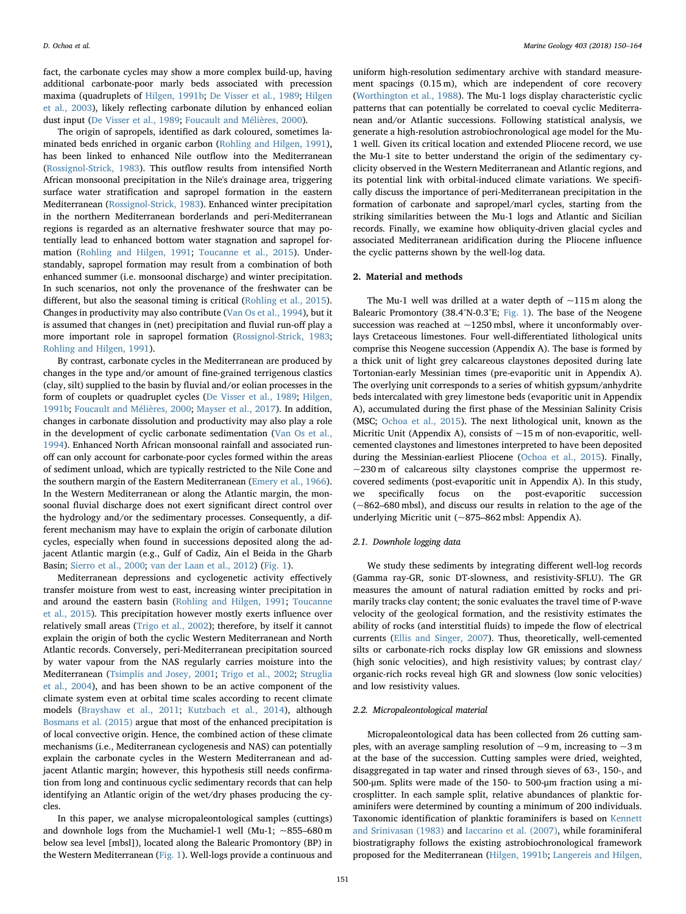fact, the carbonate cycles may show a more complex build-up, having additional carbonate-poor marly beds associated with precession maxima (quadruplets of Hilgen, 1991b; De Visser et al., 1989; Hilgen et al., 2003), likely reflecting carbonate dilution by enhanced eolian dust input (De Visser et al., 1989; Foucault and Mélières, 2000).

The origin of sapropels, identified as dark coloured, sometimes laminated beds enriched in organic carbon (Rohling and Hilgen, 1991), has been linked to enhanced Nile outflow into the Mediterranean (Rossignol-Strick, 1983). This outflow results from intensified North African monsoonal precipitation in the Nile's drainage area, triggering surface water stratification and sapropel formation in the eastern Mediterranean (Rossignol-Strick, 1983). Enhanced winter precipitation in the northern Mediterranean borderlands and peri-Mediterranean regions is regarded as an alternative freshwater source that may potentially lead to enhanced bottom water stagnation and sapropel formation (Rohling and Hilgen, 1991; Toucanne et al., 2015). Understandably, sapropel formation may result from a combination of both enhanced summer (i.e. monsoonal discharge) and winter precipitation. In such scenarios, not only the provenance of the freshwater can be different, but also the seasonal timing is critical (Rohling et al., 2015). Changes in productivity may also contribute (Van Os et al., 1994), but it is assumed that changes in (net) precipitation and fluvial run-off play a more important role in sapropel formation (Rossignol-Strick, 1983; Rohling and Hilgen, 1991).

By contrast, carbonate cycles in the Mediterranean are produced by changes in the type and/or amount of fine-grained terrigenous clastics (clay, silt) supplied to the basin by fluvial and/or eolian processes in the form of couplets or quadruplet cycles (De Visser et al., 1989; Hilgen, 1991b; Foucault and Mélières, 2000; Mayser et al., 2017). In addition, changes in carbonate dissolution and productivity may also play a role in the development of cyclic carbonate sedimentation (Van Os et al., 1994). Enhanced North African monsoonal rainfall and associated runoff can only account for carbonate-poor cycles formed within the areas of sediment unload, which are typically restricted to the Nile Cone and the southern margin of the Eastern Mediterranean (Emery et al., 1966). In the Western Mediterranean or along the Atlantic margin, the monsoonal fluvial discharge does not exert significant direct control over the hydrology and/or the sedimentary processes. Consequently, a different mechanism may have to explain the origin of carbonate dilution cycles, especially when found in successions deposited along the adjacent Atlantic margin (e.g., Gulf of Cadiz, Ain el Beida in the Gharb Basin; Sierro et al., 2000; van der Laan et al., 2012) (Fig. 1).

Mediterranean depressions and cyclogenetic activity effectively transfer moisture from west to east, increasing winter precipitation in and around the eastern basin (Rohling and Hilgen, 1991; Toucanne et al., 2015). This precipitation however mostly exerts influence over relatively small areas (Trigo et al., 2002); therefore, by itself it cannot explain the origin of both the cyclic Western Mediterranean and North Atlantic records. Conversely, peri-Mediterranean precipitation sourced by water vapour from the NAS regularly carries moisture into the Mediterranean (Tsimplis and Josey, 2001; Trigo et al., 2002; Struglia et al., 2004), and has been shown to be an active component of the climate system even at orbital time scales according to recent climate models (Brayshaw et al., 2011; Kutzbach et al., 2014), although Bosmans et al. (2015) argue that most of the enhanced precipitation is of local convective origin. Hence, the combined action of these climate mechanisms (i.e., Mediterranean cyclogenesis and NAS) can potentially explain the carbonate cycles in the Western Mediterranean and adjacent Atlantic margin; however, this hypothesis still needs confirmation from long and continuous cyclic sedimentary records that can help identifying an Atlantic origin of the wet/dry phases producing the cycles.

In this paper, we analyse micropaleontological samples (cuttings) and downhole logs from the Muchamiel-1 well (Mu-1; ~855–680 m below sea level [mbsl]), located along the Balearic Promontory (BP) in the Western Mediterranean (Fig. 1). Well-logs provide a continuous and uniform high-resolution sedimentary archive with standard measurement spacings (0.15 m), which are independent of core recovery (Worthington et al., 1988). The Mu-1 logs display characteristic cyclic patterns that can potentially be correlated to coeval cyclic Mediterranean and/or Atlantic successions. Following statistical analysis, we generate a high-resolution astrobiochronological age model for the Mu-1 well. Given its critical location and extended Pliocene record, we use the Mu-1 site to better understand the origin of the sedimentary cyclicity observed in the Western Mediterranean and Atlantic regions, and its potential link with orbital-induced climate variations. We specifically discuss the importance of peri-Mediterranean precipitation in the formation of carbonate and sapropel/marl cycles, starting from the striking similarities between the Mu-1 logs and Atlantic and Sicilian records. Finally, we examine how obliquity-driven glacial cycles and associated Mediterranean aridification during the Pliocene influence the cyclic patterns shown by the well-log data.

## 2. Material and methods

The Mu-1 well was drilled at a water depth of ~115 m along the Balearic Promontory (38.4°N-0.3°E; Fig. 1). The base of the Neogene succession was reached at ~1250 mbsl, where it unconformably overlays Cretaceous limestones. Four well-differentiated lithological units comprise this Neogene succession (Appendix A). The base is formed by a thick unit of light grey calcareous claystones deposited during late Tortonian-early Messinian times (pre-evaporitic unit in Appendix A). The overlying unit corresponds to a series of whitish gypsum/anhydrite beds intercalated with grey limestone beds (evaporitic unit in Appendix A), accumulated during the first phase of the Messinian Salinity Crisis (MSC; Ochoa et al., 2015). The next lithological unit, known as the Micritic Unit (Appendix A), consists of ~15 m of non-evaporitic, well-cemented claystones and limestones interpreted to have been deposited during the Messinian-earliest Pliocene (Ochoa et al., 2015). Finally, ~230 m of calcareous silty claystones comprise the uppermost recovered sediments (post-evaporitic unit in Appendix A). In this study, we specifically focus on the post-evaporitic succession (~862–680 mbsl), and discuss our results in relation to the age of the underlying Micritic unit (~875–862 mbsl: Appendix A).

### 2.1. Downhole logging data

We study these sediments by integrating different well-log records (Gamma ray-GR, sonic DT-slowness, and resistivity-SFLU). The GR measures the amount of natural radiation emitted by rocks and primarily tracks clay content; the sonic evaluates the travel time of P-wave velocity of the geological formation, and the resistivity estimates the ability of rocks (and interstitial fluids) to impede the flow of electrical currents (Ellis and Singer, 2007). Thus, theoretically, well-cemented silts or carbonate-rich rocks display low GR emissions and slowness (high sonic velocities), and high resistivity values; by contrast clay/organic-rich rocks reveal high GR and slowness (low sonic velocities) and low resistivity values.

### 2.2. Micropaleontological material

Micropaleontological data has been collected from 26 cutting samples, with an average sampling resolution of ~9 m, increasing to ~3 m at the base of the succession. Cutting samples were dried, weighted, disaggregated in tap water and rinsed through sieves of 63-, 150-, and 500-µm. Splits were made of the 150- to 500-µm fraction using a microsplitter. In each sample split, relative abundances of planktic foraminifers were determined by counting a minimum of 200 individuals. Taxonomic identification of planktic foraminifers is based on Kennett and Srinivasan (1983) and Iaccarino et al. (2007), while foraminiferal biostratigraphy follows the existing astrobiochronological framework proposed for the Mediterranean (Hilgen, 1991b; Langereis and Hilgen,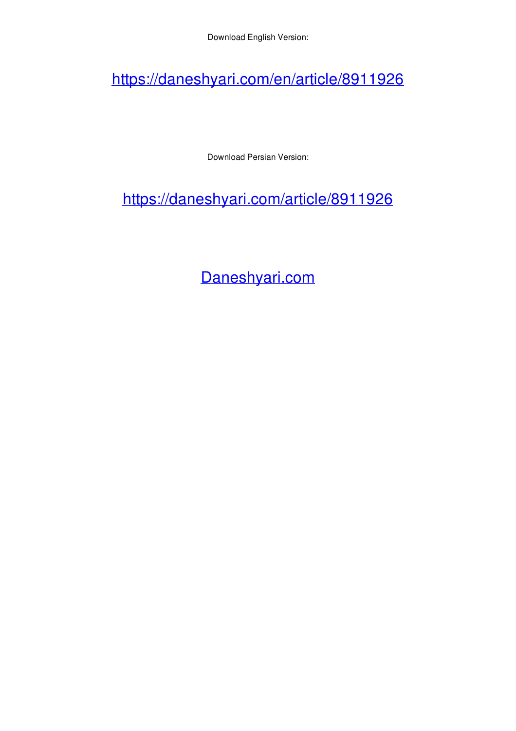Download English Version:

https://daneshyari.com/en/article/8911926

Download Persian Version:

https://daneshyari.com/article/8911926

Daneshyari.com